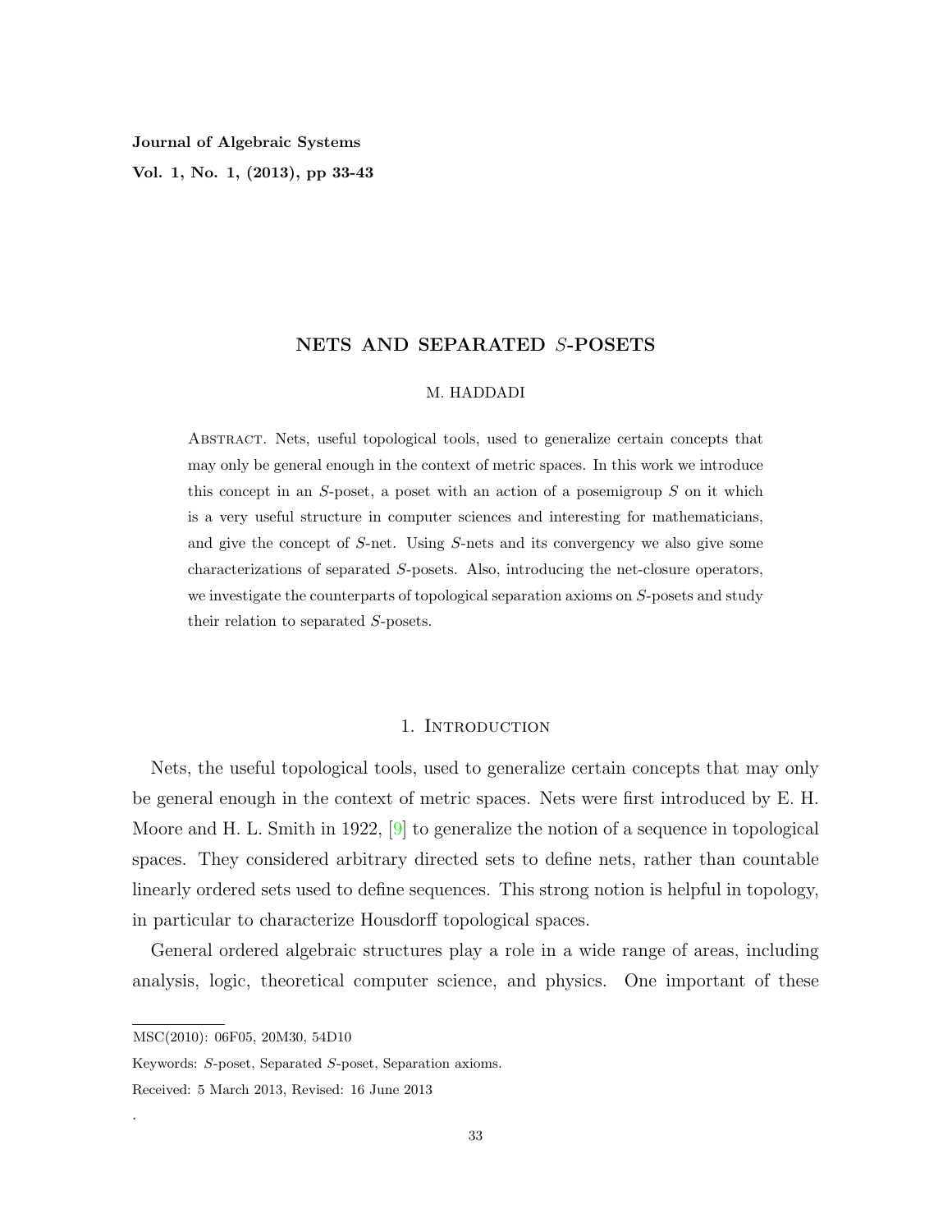# NETS AND SEPARATED $S$-POSETS

M. HADDADI

Abstract. Nets, useful topological tools, used to generalize certain concepts that may only be general enough in the context of metric spaces. In this work we introduce this concept in an $S$-poset, a poset with an action of a posemigroup $S$ on it which is a very useful structure in computer sciences and interesting for mathematicians, and give the concept of $S$-net. Using $S$-nets and its convergency we also give some characterizations of separated $S$-posets. Also, introducing the net-closure operators, we investigate the counterparts of topological separation axioms on $S$-posets and study their relation to separated $S$-posets.

## 1. Introduction

Nets, the useful topological tools, used to generalize certain concepts that may only be general enough in the context of metric spaces. Nets were first introduced by E. H. Moore and H. L. Smith in 1922, [9] to generalize the notion of a sequence in topological spaces. They considered arbitrary directed sets to define nets, rather than countable linearly ordered sets used to define sequences. This strong notion is helpful in topology, in particular to characterize Housdorff topological spaces.

General ordered algebraic structures play a role in a wide range of areas, including analysis, logic, theoretical computer science, and physics. One important of these

MSC(2010): 06F05, 20M30, 54D10

Keywords: $S$-poset, Separated $S$-poset, Separation axioms.

Received: 5 March 2013, Revised: 16 June 2013

.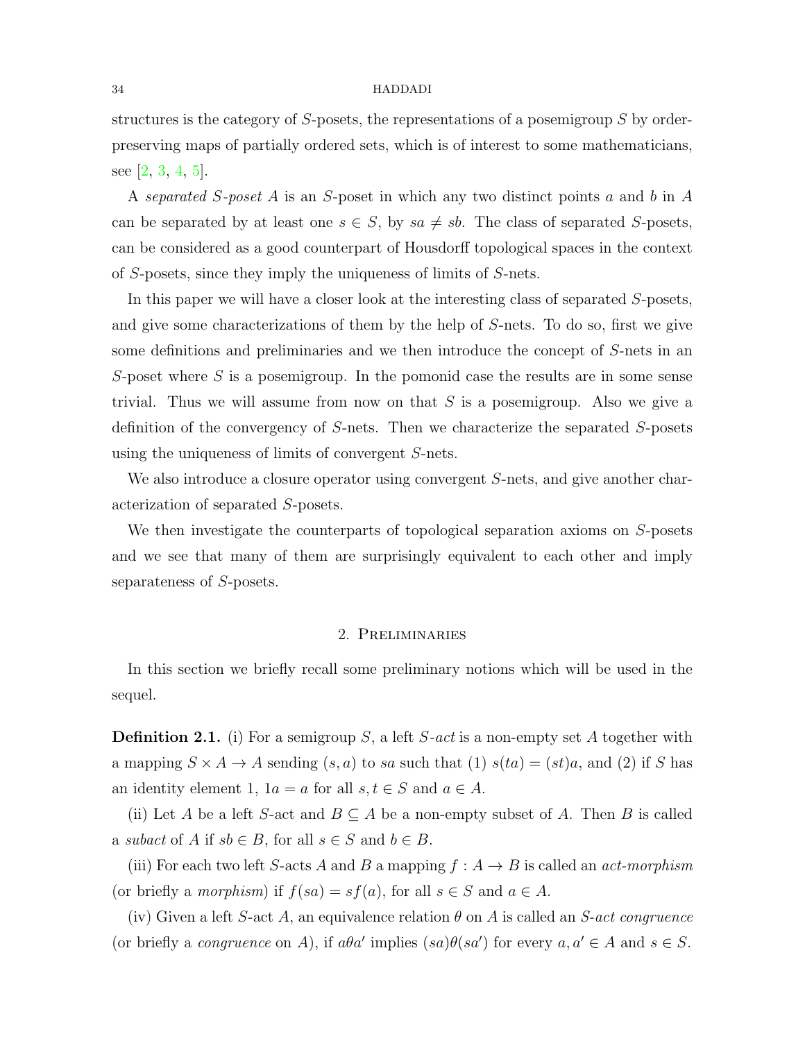structures is the category of $S$-posets, the representations of a posemigroup $S$ by order-preserving maps of partially ordered sets, which is of interest to some mathematicians, see [2, 3, 4, 5].

A *separated $S$-poset* $A$ is an $S$-poset in which any two distinct points $a$ and $b$ in $A$ can be separated by at least one $s \in S$, by $sa \neq sb$. The class of separated $S$-posets, can be considered as a good counterpart of Housdorff topological spaces in the context of $S$-posets, since they imply the uniqueness of limits of $S$-nets.

In this paper we will have a closer look at the interesting class of separated $S$-posets, and give some characterizations of them by the help of $S$-nets. To do so, first we give some definitions and preliminaries and we then introduce the concept of $S$-nets in an $S$-poset where $S$ is a posemigroup. In the pomonid case the results are in some sense trivial. Thus we will assume from now on that $S$ is a posemigroup. Also we give a definition of the convergency of $S$-nets. Then we characterize the separated $S$-posets using the uniqueness of limits of convergent $S$-nets.

We also introduce a closure operator using convergent $S$-nets, and give another characterization of separated $S$-posets.

We then investigate the counterparts of topological separation axioms on $S$-posets and we see that many of them are surprisingly equivalent to each other and imply separateness of $S$-posets.

## 2. Preliminaries

In this section we briefly recall some preliminary notions which will be used in the sequel.

**Definition 2.1.** (i) For a semigroup $S$, a left *$S$-act* is a non-empty set $A$ together with a mapping $S \times A \to A$ sending $(s, a)$ to $sa$ such that (1) $s(ta) = (st)a$, and (2) if $S$ has an identity element 1, $1a = a$ for all $s, t \in S$ and $a \in A$.

(ii) Let $A$ be a left $S$-act and $B \subseteq A$ be a non-empty subset of $A$. Then $B$ is called a *subact* of $A$ if $sb \in B$, for all $s \in S$ and $b \in B$.

(iii) For each two left $S$-acts $A$ and $B$ a mapping $f : A \to B$ is called an *act-morphism* (or briefly a *morphism*) if $f(sa) = sf(a)$, for all $s \in S$ and $a \in A$.

(iv) Given a left $S$-act $A$, an equivalence relation $\theta$ on $A$ is called an *$S$-act congruence* (or briefly a *congruence* on $A$), if $a\theta a'$ implies $(sa)\theta(sa')$ for every $a, a' \in A$ and $s \in S$.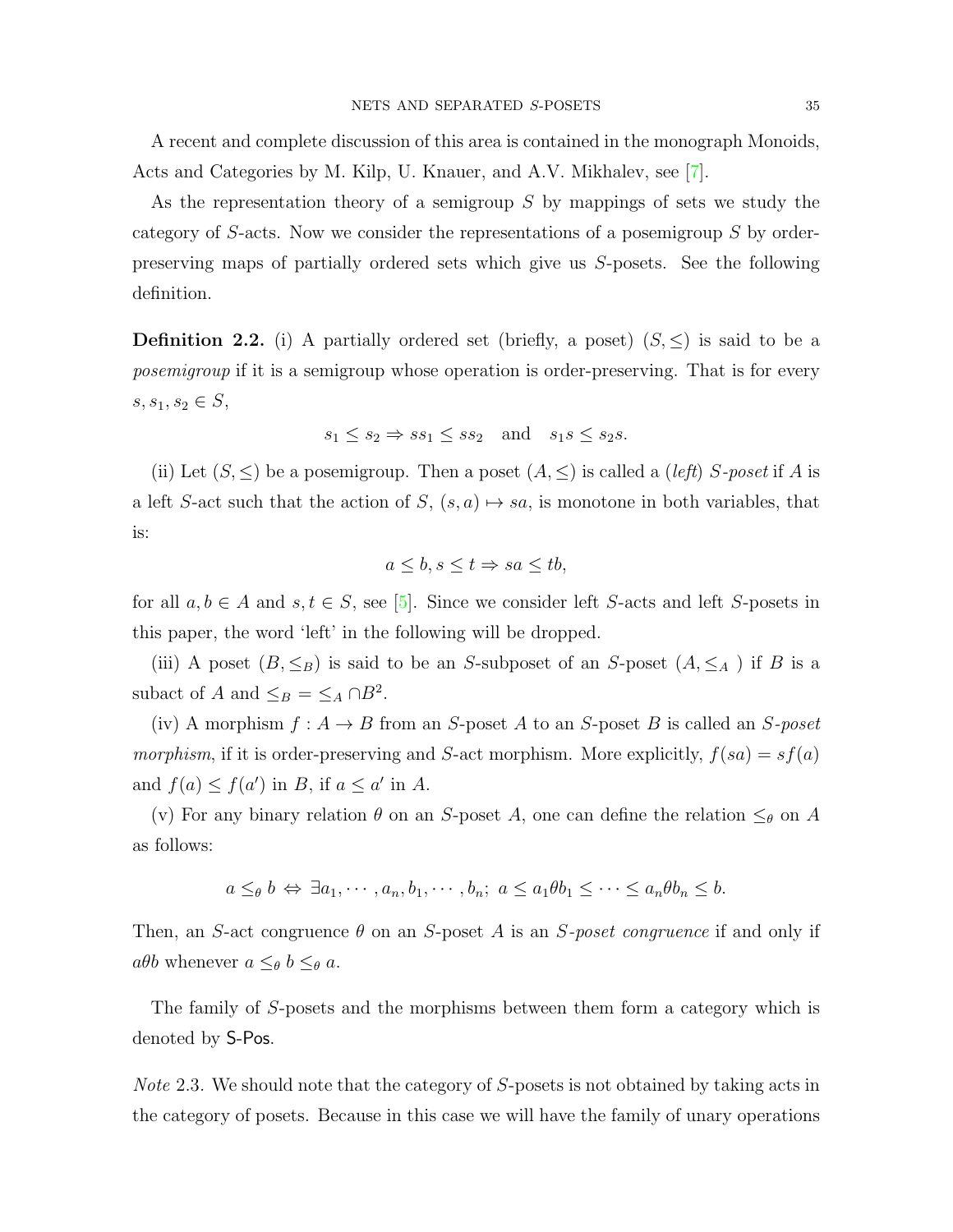A recent and complete discussion of this area is contained in the monograph Monoids, Acts and Categories by M. Kilp, U. Knauer, and A.V. Mikhalev, see [7].

As the representation theory of a semigroup $S$ by mappings of sets we study the category of $S$-acts. Now we consider the representations of a posemigroup $S$ by order-preserving maps of partially ordered sets which give us $S$-posets. See the following definition.

**Definition 2.2.** (i) A partially ordered set (briefly, a poset) $(S, \leq)$ is said to be a *posemigroup* if it is a semigroup whose operation is order-preserving. That is for every $s, s_1, s_2 \in S$,

$$s_1 \leq s_2 \Rightarrow ss_1 \leq ss_2 \quad \text{and} \quad s_1 s \leq s_2 s.$$

(ii) Let $(S, \leq)$ be a posemigroup. Then a poset $(A, \leq)$ is called a (*left*) *$S$-poset* if $A$ is a left $S$-act such that the action of $S$, $(s, a) \mapsto sa$, is monotone in both variables, that is:

$$a \leq b, s \leq t \Rightarrow sa \leq tb,$$

for all $a, b \in A$ and $s, t \in S$, see [5]. Since we consider left $S$-acts and left $S$-posets in this paper, the word 'left' in the following will be dropped.

(iii) A poset $(B, \leq_B)$ is said to be an $S$-subposet of an $S$-poset $(A, \leq_A)$ if $B$ is a subact of $A$ and $\leq_B = \leq_A \cap B^2$.

(iv) A morphism $f : A \to B$ from an $S$-poset $A$ to an $S$-poset $B$ is called an *$S$-poset morphism*, if it is order-preserving and $S$-act morphism. More explicitly, $f(sa) = sf(a)$ and $f(a) \leq f(a')$ in $B$, if $a \leq a'$ in $A$.

(v) For any binary relation $\theta$ on an $S$-poset $A$, one can define the relation $\leq_\theta$ on $A$ as follows:

$$a \leq_\theta b \Leftrightarrow \exists a_1, \cdots, a_n, b_1, \cdots, b_n; \; a \leq a_1 \theta b_1 \leq \cdots \leq a_n \theta b_n \leq b.$$

Then, an $S$-act congruence $\theta$ on an $S$-poset $A$ is an *$S$-poset congruence* if and only if $a\theta b$ whenever $a \leq_\theta b \leq_\theta a$.

The family of $S$-posets and the morphisms between them form a category which is denoted by S-Pos.

*Note* 2.3. We should note that the category of $S$-posets is not obtained by taking acts in the category of posets. Because in this case we will have the family of unary operations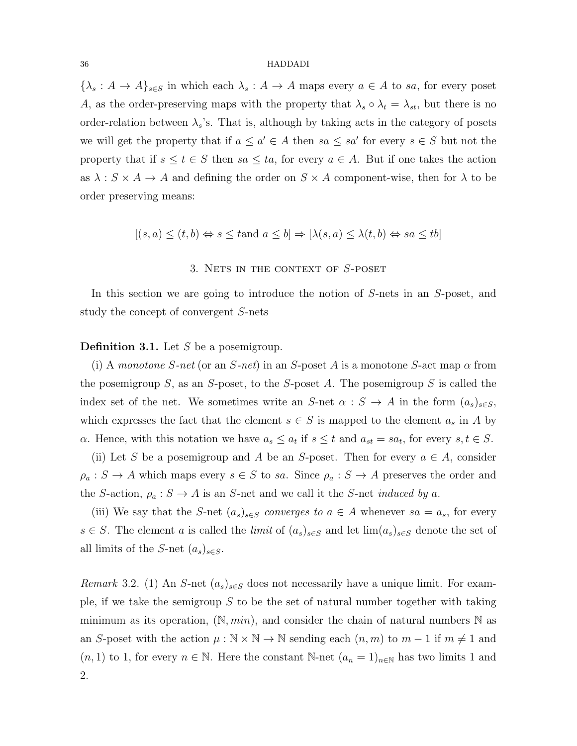$\{\lambda_s : A \to A\}_{s\in S}$ in which each $\lambda_s : A \to A$ maps every $a \in A$ to $sa$, for every poset $A$, as the order-preserving maps with the property that $\lambda_s \circ \lambda_t = \lambda_{st}$, but there is no order-relation between $\lambda_s$'s. That is, although by taking acts in the category of posets we will get the property that if $a \leq a' \in A$ then $sa \leq sa'$ for every $s \in S$ but not the property that if $s \leq t \in S$ then $sa \leq ta$, for every $a \in A$. But if one takes the action as $\lambda : S \times A \to A$ and defining the order on $S \times A$ component-wise, then for $\lambda$ to be order preserving means:

$$[(s, a) \leq (t, b) \Leftrightarrow s \leq t \text{and } a \leq b] \Rightarrow [\lambda(s, a) \leq \lambda(t, b) \Leftrightarrow sa \leq tb]$$

## 3. Nets in the context of $S$-poset

In this section we are going to introduce the notion of $S$-nets in an $S$-poset, and study the concept of convergent $S$-nets

**Definition 3.1.** Let $S$ be a posemigroup.

(i) A *monotone $S$-net* (or an *$S$-net*) in an $S$-poset $A$ is a monotone $S$-act map $\alpha$ from the posemigroup $S$, as an $S$-poset, to the $S$-poset $A$. The posemigroup $S$ is called the index set of the net. We sometimes write an $S$-net $\alpha : S \to A$ in the form $(a_s)_{s\in S}$, which expresses the fact that the element $s \in S$ is mapped to the element $a_s$ in $A$ by $\alpha$. Hence, with this notation we have $a_s \leq a_t$ if $s \leq t$ and $a_{st} = sa_t$, for every $s, t \in S$.

(ii) Let $S$ be a posemigroup and $A$ be an $S$-poset. Then for every $a \in A$, consider $\rho_a : S \to A$ which maps every $s \in S$ to $sa$. Since $\rho_a : S \to A$ preserves the order and the $S$-action, $\rho_a : S \to A$ is an $S$-net and we call it the $S$-net *induced by $a$*.

(iii) We say that the $S$-net $(a_s)_{s\in S}$ *converges to* $a \in A$ whenever $sa = a_s$, for every $s \in S$. The element $a$ is called the *limit* of $(a_s)_{s\in S}$ and let $\lim(a_s)_{s\in S}$ denote the set of all limits of the $S$-net $(a_s)_{s\in S}$.

*Remark* 3.2. (1) An $S$-net $(a_s)_{s\in S}$ does not necessarily have a unique limit. For example, if we take the semigroup $S$ to be the set of natural number together with taking minimum as its operation, $(\mathbb{N}, min)$, and consider the chain of natural numbers $\mathbb{N}$ as an $S$-poset with the action $\mu : \mathbb{N} \times \mathbb{N} \to \mathbb{N}$ sending each $(n, m)$ to $m - 1$ if $m \neq 1$ and $(n, 1)$ to 1, for every $n \in \mathbb{N}$. Here the constant $\mathbb{N}$-net $(a_n = 1)_{n\in\mathbb{N}}$ has two limits 1 and 2.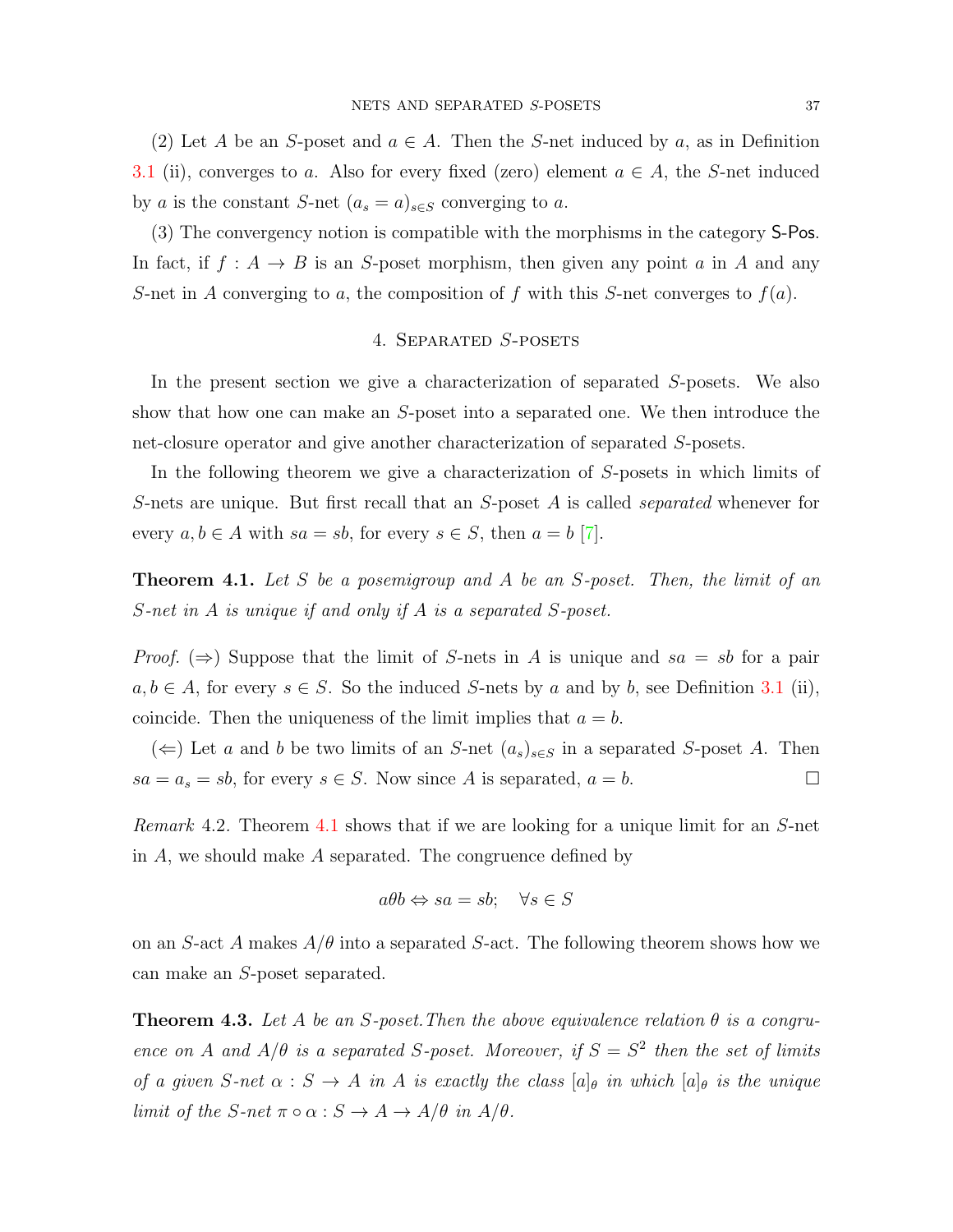(2) Let $A$ be an $S$-poset and $a \in A$. Then the $S$-net induced by $a$, as in Definition 3.1 (ii), converges to $a$. Also for every fixed (zero) element $a \in A$, the $S$-net induced by $a$ is the constant $S$-net $(a_s = a)_{s\in S}$ converging to $a$.

(3) The convergency notion is compatible with the morphisms in the category $\mathsf{S\text{-}Pos}$. In fact, if $f : A \to B$ is an $S$-poset morphism, then given any point $a$ in $A$ and any $S$-net in $A$ converging to $a$, the composition of $f$ with this $S$-net converges to $f(a)$.

## 4. Separated $S$-posets

In the present section we give a characterization of separated $S$-posets. We also show that how one can make an $S$-poset into a separated one. We then introduce the net-closure operator and give another characterization of separated $S$-posets.

In the following theorem we give a characterization of $S$-posets in which limits of $S$-nets are unique. But first recall that an $S$-poset $A$ is called *separated* whenever for every $a, b \in A$ with $sa = sb$, for every $s \in S$, then $a = b$ [7].

**Theorem 4.1.** *Let $S$ be a posemigroup and $A$ be an $S$-poset. Then, the limit of an $S$-net in $A$ is unique if and only if $A$ is a separated $S$-poset.*

*Proof.* ($\Rightarrow$) Suppose that the limit of $S$-nets in $A$ is unique and $sa = sb$ for a pair $a, b \in A$, for every $s \in S$. So the induced $S$-nets by $a$ and by $b$, see Definition 3.1 (ii), coincide. Then the uniqueness of the limit implies that $a = b$.

($\Leftarrow$) Let $a$ and $b$ be two limits of an $S$-net $(a_s)_{s\in S}$ in a separated $S$-poset $A$. Then $sa = a_s = sb$, for every $s \in S$. Now since $A$ is separated, $a = b$. $\square$

*Remark* 4.2. Theorem 4.1 shows that if we are looking for a unique limit for an $S$-net in $A$, we should make $A$ separated. The congruence defined by

$$a\theta b \Leftrightarrow sa = sb; \quad \forall s \in S$$

on an $S$-act $A$ makes $A/\theta$ into a separated $S$-act. The following theorem shows how we can make an $S$-poset separated.

**Theorem 4.3.** *Let $A$ be an $S$-poset.Then the above equivalence relation $\theta$ is a congruence on $A$ and $A/\theta$ is a separated $S$-poset. Moreover, if $S = S^2$ then the set of limits of a given $S$-net $\alpha : S \to A$ in $A$ is exactly the class $[a]_\theta$ in which $[a]_\theta$ is the unique limit of the $S$-net $\pi \circ \alpha : S \to A \to A/\theta$ in $A/\theta$.*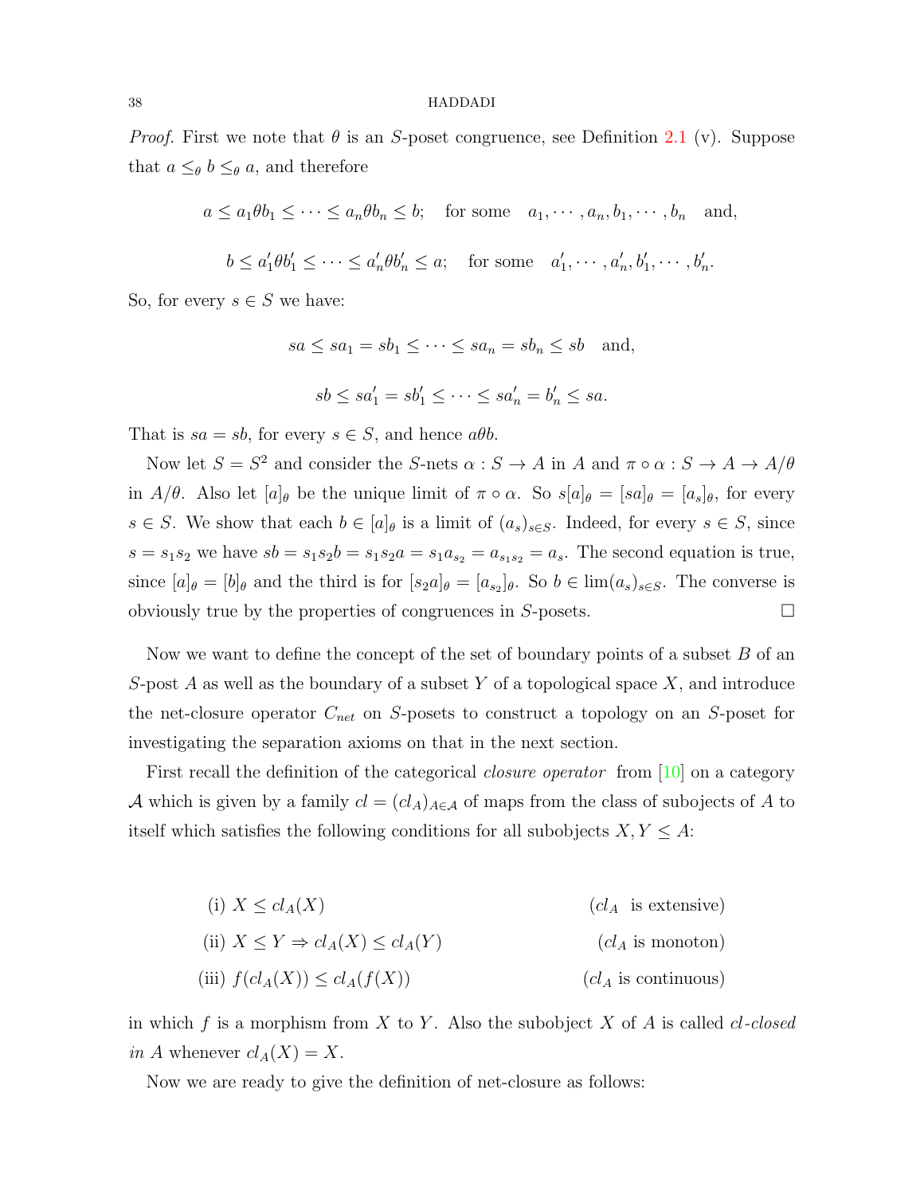*Proof.* First we note that $\theta$ is an $S$-poset congruence, see Definition 2.1 (v). Suppose that $a \leq_\theta b \leq_\theta a$, and therefore

$$a \leq a_1 \theta b_1 \leq \cdots \leq a_n \theta b_n \leq b; \quad \text{for some} \quad a_1, \cdots, a_n, b_1, \cdots, b_n \quad \text{and,}$$

$$b \leq a'_1 \theta b'_1 \leq \cdots \leq a'_n \theta b'_n \leq a; \quad \text{for some} \quad a'_1, \cdots, a'_n, b'_1, \cdots, b'_n.$$

So, for every $s \in S$ we have:

$$sa \leq sa_1 = sb_1 \leq \cdots \leq sa_n = sb_n \leq sb \quad \text{and,}$$

$$sb \leq sa'_1 = sb'_1 \leq \cdots \leq sa'_n = b'_n \leq sa.$$

That is $sa = sb$, for every $s \in S$, and hence $a\theta b$.

Now let $S = S^2$ and consider the $S$-nets $\alpha : S \to A$ in $A$ and $\pi \circ \alpha : S \to A \to A/\theta$ in $A/\theta$. Also let $[a]_\theta$ be the unique limit of $\pi \circ \alpha$. So $s[a]_\theta = [sa]_\theta = [a_s]_\theta$, for every $s \in S$. We show that each $b \in [a]_\theta$ is a limit of $(a_s)_{s \in S}$. Indeed, for every $s \in S$, since $s = s_1 s_2$ we have $sb = s_1 s_2 b = s_1 s_2 a = s_1 a_{s_2} = a_{s_1 s_2} = a_s$. The second equation is true, since $[a]_\theta = [b]_\theta$ and the third is for $[s_2 a]_\theta = [a_{s_2}]_\theta$. So $b \in \lim(a_s)_{s \in S}$. The converse is obviously true by the properties of congruences in $S$-posets. $\square$

Now we want to define the concept of the set of boundary points of a subset $B$ of an $S$-post $A$ as well as the boundary of a subset $Y$ of a topological space $X$, and introduce the net-closure operator $C_{net}$ on $S$-posets to construct a topology on an $S$-poset for investigating the separation axioms on that in the next section.

First recall the definition of the categorical *closure operator* from [10] on a category $\mathcal{A}$ which is given by a family $cl = (cl_A)_{A \in \mathcal{A}}$ of maps from the class of subojects of $A$ to itself which satisfies the following conditions for all subobjects $X, Y \leq A$:

(i) $X \leq cl_A(X)$ ($cl_A$ is extensive)

(ii) $X \leq Y \Rightarrow cl_A(X) \leq cl_A(Y)$ ($cl_A$ is monoton)

(iii) $f(cl_A(X)) \leq cl_A(f(X))$ ($cl_A$ is continuous)

in which $f$ is a morphism from $X$ to $Y$. Also the subobject $X$ of $A$ is called *cl-closed in A* whenever $cl_A(X) = X$.

Now we are ready to give the definition of net-closure as follows: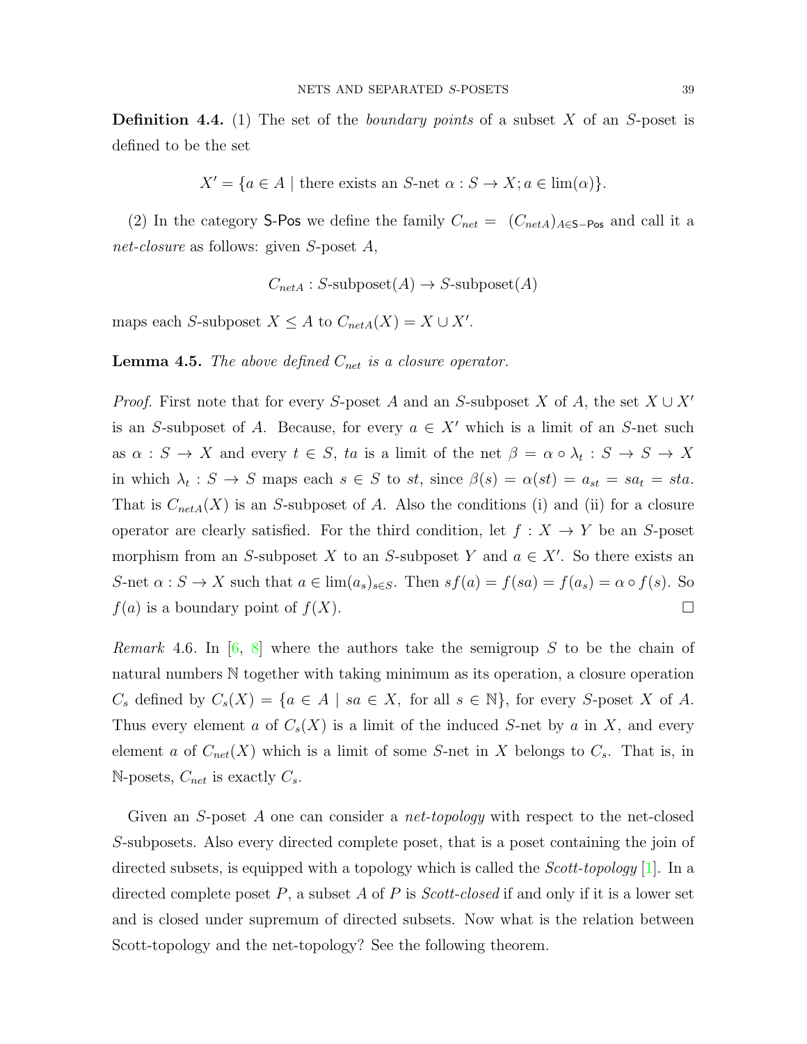**Definition 4.4.** (1) The set of the *boundary points* of a subset $X$ of an $S$-poset is defined to be the set

$$X' = \{a \in A \mid \text{there exists an } S\text{-net } \alpha : S \to X; a \in \lim(\alpha)\}.$$

(2) In the category $\mathsf{S\text{-}Pos}$ we define the family $C_{net} = (C_{netA})_{A \in \mathsf{S-Pos}}$ and call it a *net-closure* as follows: given $S$-poset $A$,

$$C_{netA} : S\text{-subposet}(A) \to S\text{-subposet}(A)$$

maps each $S$-subposet $X \leq A$ to $C_{netA}(X) = X \cup X'$.

**Lemma 4.5.** *The above defined $C_{net}$ is a closure operator.*

*Proof.* First note that for every $S$-poset $A$ and an $S$-subposet $X$ of $A$, the set $X \cup X'$ is an $S$-subposet of $A$. Because, for every $a \in X'$ which is a limit of an $S$-net such as $\alpha : S \to X$ and every $t \in S$, $ta$ is a limit of the net $\beta = \alpha \circ \lambda_t : S \to S \to X$ in which $\lambda_t : S \to S$ maps each $s \in S$ to $st$, since $\beta(s) = \alpha(st) = a_{st} = sa_t = sta$. That is $C_{netA}(X)$ is an $S$-subposet of $A$. Also the conditions (i) and (ii) for a closure operator are clearly satisfied. For the third condition, let $f : X \to Y$ be an $S$-poset morphism from an $S$-subposet $X$ to an $S$-subposet $Y$ and $a \in X'$. So there exists an $S$-net $\alpha : S \to X$ such that $a \in \lim(a_s)_{s \in S}$. Then $sf(a) = f(sa) = f(a_s) = \alpha \circ f(s)$. So $f(a)$ is a boundary point of $f(X)$. $\square$

*Remark* 4.6. In [6, 8] where the authors take the semigroup $S$ to be the chain of natural numbers $\mathbb{N}$ together with taking minimum as its operation, a closure operation $C_s$ defined by $C_s(X) = \{a \in A \mid sa \in X, \text{ for all } s \in \mathbb{N}\}$, for every $S$-poset $X$ of $A$. Thus every element $a$ of $C_s(X)$ is a limit of the induced $S$-net by $a$ in $X$, and every element $a$ of $C_{net}(X)$ which is a limit of some $S$-net in $X$ belongs to $C_s$. That is, in $\mathbb{N}$-posets, $C_{net}$ is exactly $C_s$.

Given an $S$-poset $A$ one can consider a *net-topology* with respect to the net-closed $S$-subposets. Also every directed complete poset, that is a poset containing the join of directed subsets, is equipped with a topology which is called the *Scott-topology* [1]. In a directed complete poset $P$, a subset $A$ of $P$ is *Scott-closed* if and only if it is a lower set and is closed under supremum of directed subsets. Now what is the relation between Scott-topology and the net-topology? See the following theorem.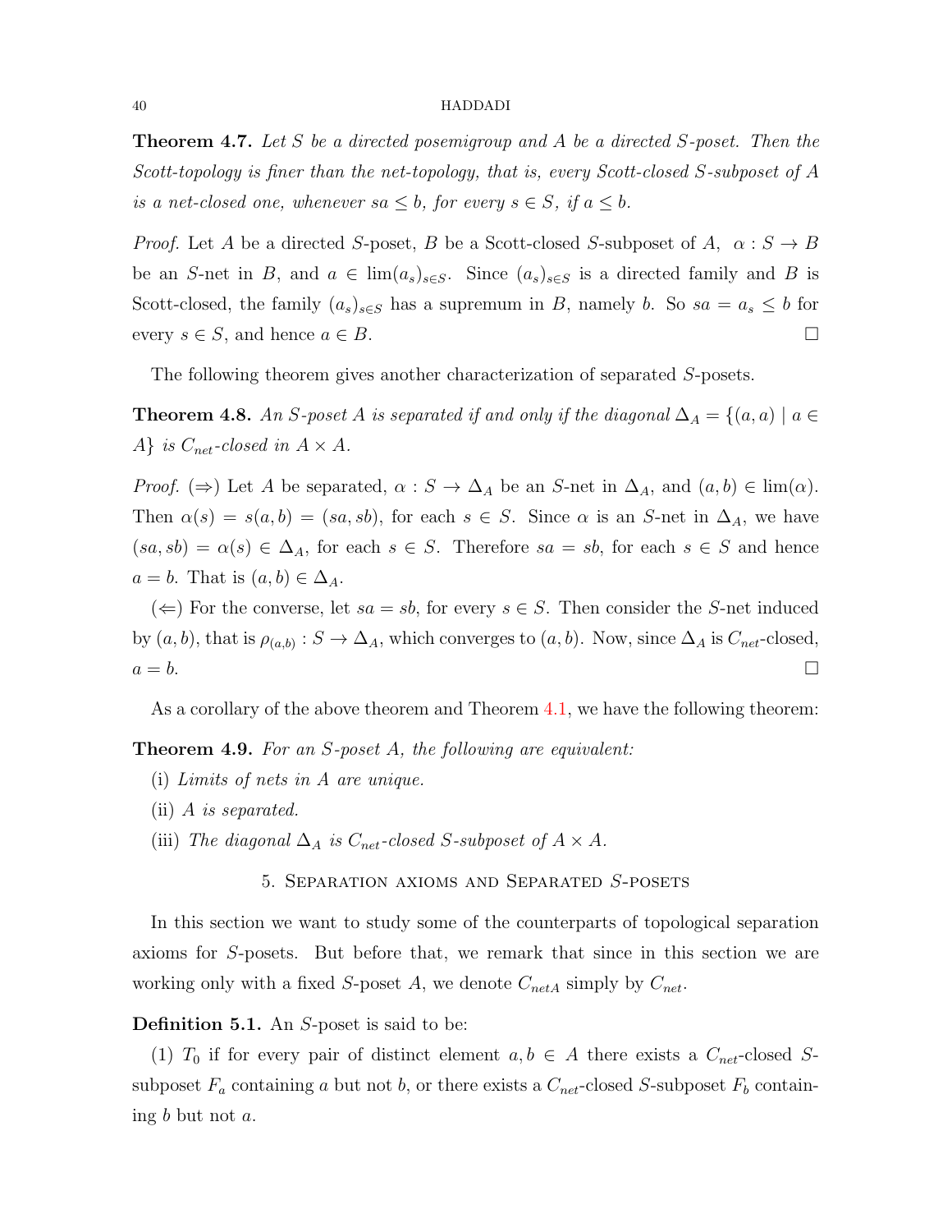**Theorem 4.7.** *Let $S$ be a directed posemigroup and $A$ be a directed $S$-poset. Then the Scott-topology is finer than the net-topology, that is, every Scott-closed $S$-subposet of $A$ is a net-closed one, whenever $sa \leq b$, for every $s \in S$, if $a \leq b$.*

*Proof.* Let $A$ be a directed $S$-poset, $B$ be a Scott-closed $S$-subposet of $A$, $\alpha : S \to B$ be an $S$-net in $B$, and $a \in \lim(a_s)_{s\in S}$. Since $(a_s)_{s\in S}$ is a directed family and $B$ is Scott-closed, the family $(a_s)_{s\in S}$ has a supremum in $B$, namely $b$. So $sa = a_s \leq b$ for every $s \in S$, and hence $a \in B$. □

The following theorem gives another characterization of separated $S$-posets.

**Theorem 4.8.** *An $S$-poset $A$ is separated if and only if the diagonal $\Delta_A = \{(a, a) \mid a \in A\}$ is $C_{net}$-closed in $A \times A$.*

*Proof.* ($\Rightarrow$) Let $A$ be separated, $\alpha : S \to \Delta_A$ be an $S$-net in $\Delta_A$, and $(a, b) \in \lim(\alpha)$. Then $\alpha(s) = s(a, b) = (sa, sb)$, for each $s \in S$. Since $\alpha$ is an $S$-net in $\Delta_A$, we have $(sa, sb) = \alpha(s) \in \Delta_A$, for each $s \in S$. Therefore $sa = sb$, for each $s \in S$ and hence $a = b$. That is $(a, b) \in \Delta_A$.

($\Leftarrow$) For the converse, let $sa = sb$, for every $s \in S$. Then consider the $S$-net induced by $(a, b)$, that is $\rho_{(a,b)} : S \to \Delta_A$, which converges to $(a, b)$. Now, since $\Delta_A$ is $C_{net}$-closed, $a = b$. □

As a corollary of the above theorem and Theorem 4.1, we have the following theorem:

**Theorem 4.9.** *For an $S$-poset $A$, the following are equivalent:*

(i) *Limits of nets in $A$ are unique.*

(ii) *$A$ is separated.*

(iii) *The diagonal $\Delta_A$ is $C_{net}$-closed $S$-subposet of $A \times A$.*

## 5. Separation axioms and Separated $S$-posets

In this section we want to study some of the counterparts of topological separation axioms for $S$-posets. But before that, we remark that since in this section we are working only with a fixed $S$-poset $A$, we denote $C_{netA}$ simply by $C_{net}$.

**Definition 5.1.** An $S$-poset is said to be:

(1) $T_0$ if for every pair of distinct element $a, b \in A$ there exists a $C_{net}$-closed $S$-subposet $F_a$ containing $a$ but not $b$, or there exists a $C_{net}$-closed $S$-subposet $F_b$ containing $b$ but not $a$.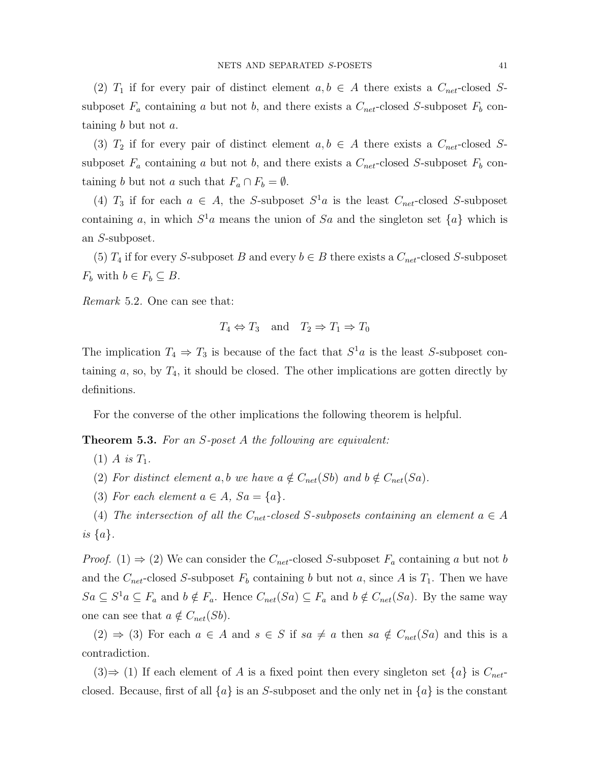(2) $T_1$ if for every pair of distinct element $a, b \in A$ there exists a $C_{net}$-closed $S$-subposet $F_a$ containing $a$ but not $b$, and there exists a $C_{net}$-closed $S$-subposet $F_b$ containing $b$ but not $a$.

(3) $T_2$ if for every pair of distinct element $a, b \in A$ there exists a $C_{net}$-closed $S$-subposet $F_a$ containing $a$ but not $b$, and there exists a $C_{net}$-closed $S$-subposet $F_b$ containing $b$ but not $a$ such that $F_a \cap F_b = \emptyset$.

(4) $T_3$ if for each $a \in A$, the $S$-subposet $S^1a$ is the least $C_{net}$-closed $S$-subposet containing $a$, in which $S^1a$ means the union of $Sa$ and the singleton set $\{a\}$ which is an $S$-subposet.

(5) $T_4$ if for every $S$-subposet $B$ and every $b \in B$ there exists a $C_{net}$-closed $S$-subposet $F_b$ with $b \in F_b \subseteq B$.

*Remark* 5.2. One can see that:

$$T_4 \Leftrightarrow T_3 \quad \text{and} \quad T_2 \Rightarrow T_1 \Rightarrow T_0$$

The implication $T_4 \Rightarrow T_3$ is because of the fact that $S^1a$ is the least $S$-subposet containing $a$, so, by $T_4$, it should be closed. The other implications are gotten directly by definitions.

For the converse of the other implications the following theorem is helpful.

**Theorem 5.3.** *For an $S$-poset $A$ the following are equivalent:*

(1) *$A$ is $T_1$.*

(2) *For distinct element $a, b$ we have $a \notin C_{net}(Sb)$ and $b \notin C_{net}(Sa)$.*

(3) *For each element $a \in A$, $Sa = \{a\}$.*

(4) *The intersection of all the $C_{net}$-closed $S$-subposets containing an element $a \in A$ is $\{a\}$.*

*Proof.* (1) $\Rightarrow$ (2) We can consider the $C_{net}$-closed $S$-subposet $F_a$ containing $a$ but not $b$ and the $C_{net}$-closed $S$-subposet $F_b$ containing $b$ but not $a$, since $A$ is $T_1$. Then we have $Sa \subseteq S^1a \subseteq F_a$ and $b \notin F_a$. Hence $C_{net}(Sa) \subseteq F_a$ and $b \notin C_{net}(Sa)$. By the same way one can see that $a \notin C_{net}(Sb)$.

(2) $\Rightarrow$ (3) For each $a \in A$ and $s \in S$ if $sa \neq a$ then $sa \notin C_{net}(Sa)$ and this is a contradiction.

(3)$\Rightarrow$ (1) If each element of $A$ is a fixed point then every singleton set $\{a\}$ is $C_{net}$-closed. Because, first of all $\{a\}$ is an $S$-subposet and the only net in $\{a\}$ is the constant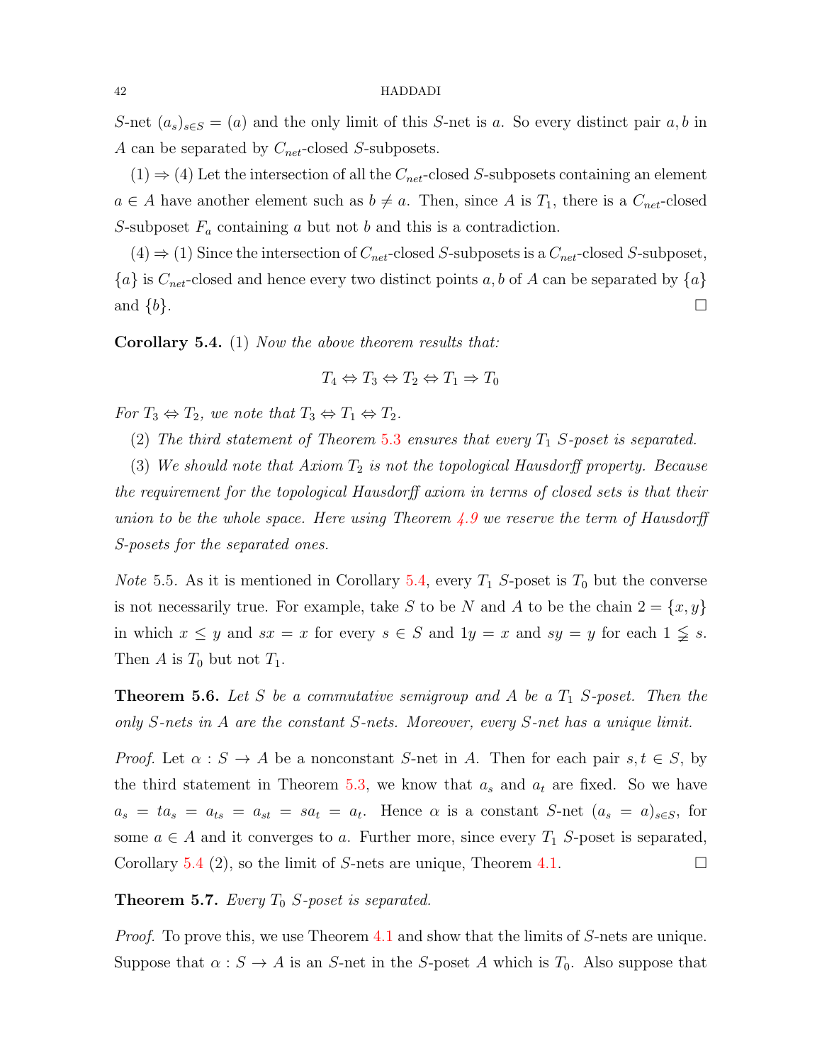$S$-net $(a_s)_{s\in S} = (a)$ and the only limit of this $S$-net is $a$. So every distinct pair $a, b$ in $A$ can be separated by $C_{net}$-closed $S$-subposets.

(1) $\Rightarrow$ (4) Let the intersection of all the $C_{net}$-closed $S$-subposets containing an element $a \in A$ have another element such as $b \neq a$. Then, since $A$ is $T_1$, there is a $C_{net}$-closed $S$-subposet $F_a$ containing $a$ but not $b$ and this is a contradiction.

(4) $\Rightarrow$ (1) Since the intersection of $C_{net}$-closed $S$-subposets is a $C_{net}$-closed $S$-subposet, $\{a\}$ is $C_{net}$-closed and hence every two distinct points $a, b$ of $A$ can be separated by $\{a\}$ and $\{b\}$. $\square$

**Corollary 5.4.** (1) *Now the above theorem results that:*

$$T_4 \Leftrightarrow T_3 \Leftrightarrow T_2 \Leftrightarrow T_1 \Rightarrow T_0$$

*For $T_3 \Leftrightarrow T_2$, we note that $T_3 \Leftrightarrow T_1 \Leftrightarrow T_2$.*

(2) *The third statement of Theorem 5.3 ensures that every $T_1$ $S$-poset is separated.*

(3) *We should note that Axiom $T_2$ is not the topological Hausdorff property. Because the requirement for the topological Hausdorff axiom in terms of closed sets is that their union to be the whole space. Here using Theorem 4.9 we reserve the term of Hausdorff $S$-posets for the separated ones.*

*Note* 5.5. As it is mentioned in Corollary 5.4, every $T_1$ $S$-poset is $T_0$ but the converse is not necessarily true. For example, take $S$ to be $N$ and $A$ to be the chain $2 = \{x, y\}$ in which $x \leq y$ and $sx = x$ for every $s \in S$ and $1y = x$ and $sy = y$ for each $1 \lneqq s$. Then $A$ is $T_0$ but not $T_1$.

**Theorem 5.6.** *Let $S$ be a commutative semigroup and $A$ be a $T_1$ $S$-poset. Then the only $S$-nets in $A$ are the constant $S$-nets. Moreover, every $S$-net has a unique limit.*

*Proof.* Let $\alpha : S \to A$ be a nonconstant $S$-net in $A$. Then for each pair $s, t \in S$, by the third statement in Theorem 5.3, we know that $a_s$ and $a_t$ are fixed. So we have $a_s = ta_s = a_{ts} = a_{st} = sa_t = a_t$. Hence $\alpha$ is a constant $S$-net $(a_s = a)_{s\in S}$, for some $a \in A$ and it converges to $a$. Further more, since every $T_1$ $S$-poset is separated, Corollary 5.4 (2), so the limit of $S$-nets are unique, Theorem 4.1. $\square$

**Theorem 5.7.** *Every $T_0$ $S$-poset is separated.*

*Proof.* To prove this, we use Theorem 4.1 and show that the limits of $S$-nets are unique. Suppose that $\alpha : S \to A$ is an $S$-net in the $S$-poset $A$ which is $T_0$. Also suppose that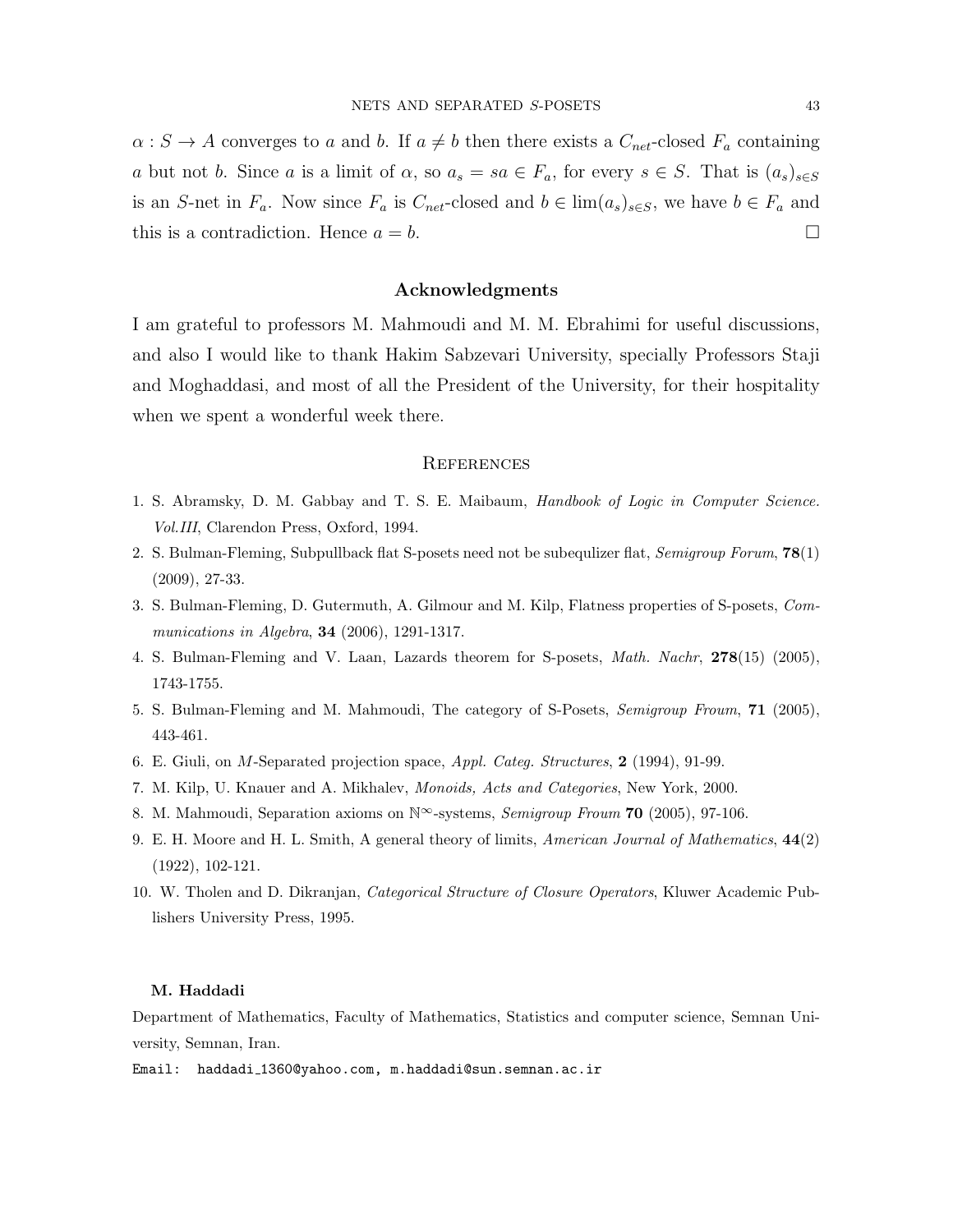$\alpha : S \to A$ converges to $a$ and $b$. If $a \neq b$ then there exists a $C_{net}$-closed $F_a$ containing $a$ but not $b$. Since $a$ is a limit of $\alpha$, so $a_s = sa \in F_a$, for every $s \in S$. That is $(a_s)_{s \in S}$ is an $S$-net in $F_a$. Now since $F_a$ is $C_{net}$-closed and $b \in \lim(a_s)_{s \in S}$, we have $b \in F_a$ and this is a contradiction. Hence $a = b$. □

## Acknowledgments

I am grateful to professors M. Mahmoudi and M. M. Ebrahimi for useful discussions, and also I would like to thank Hakim Sabzevari University, specially Professors Staji and Moghaddasi, and most of all the President of the University, for their hospitality when we spent a wonderful week there.

## References

1. S. Abramsky, D. M. Gabbay and T. S. E. Maibaum, *Handbook of Logic in Computer Science. Vol.III*, Clarendon Press, Oxford, 1994.
2. S. Bulman-Fleming, Subpullback flat S-posets need not be subequlizer flat, *Semigroup Forum*, **78**(1) (2009), 27-33.
3. S. Bulman-Fleming, D. Gutermuth, A. Gilmour and M. Kilp, Flatness properties of S-posets, *Communications in Algebra*, **34** (2006), 1291-1317.
4. S. Bulman-Fleming and V. Laan, Lazards theorem for S-posets, *Math. Nachr*, **278**(15) (2005), 1743-1755.
5. S. Bulman-Fleming and M. Mahmoudi, The category of S-Posets, *Semigroup Froum*, **71** (2005), 443-461.
6. E. Giuli, on $M$-Separated projection space, *Appl. Categ. Structures*, **2** (1994), 91-99.
7. M. Kilp, U. Knauer and A. Mikhalev, *Monoids, Acts and Categories*, New York, 2000.
8. M. Mahmoudi, Separation axioms on $\mathbb{N}^{\infty}$-systems, *Semigroup Froum* **70** (2005), 97-106.
9. E. H. Moore and H. L. Smith, A general theory of limits, *American Journal of Mathematics*, **44**(2) (1922), 102-121.
10. W. Tholen and D. Dikranjan, *Categorical Structure of Closure Operators*, Kluwer Academic Publishers University Press, 1995.

**M. Haddadi**

Department of Mathematics, Faculty of Mathematics, Statistics and computer science, Semnan University, Semnan, Iran.

Email: haddadi_1360@yahoo.com, m.haddadi@sun.semnan.ac.ir